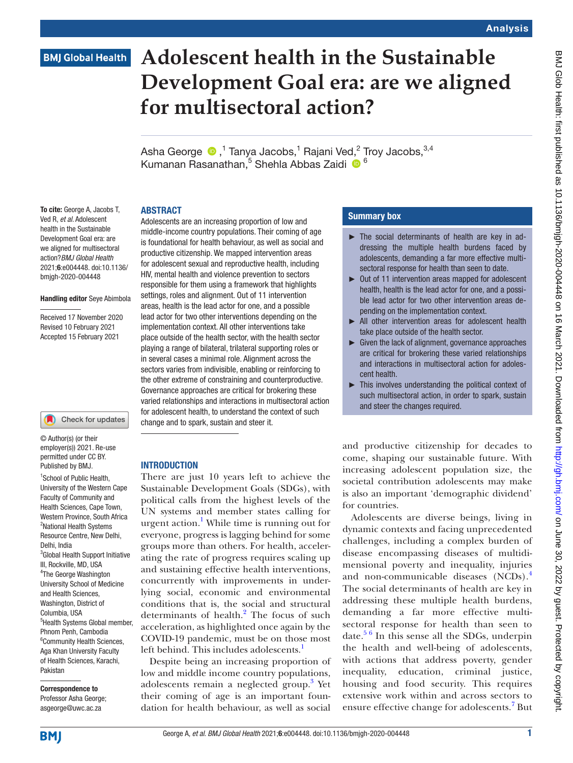# Adolescent health in the Sustainable Development Goal era: are we aligned for multisectoral action?

Asha George,[1] Tanya Jacobs,[1] Rajani Ved,[2] Troy Jacobs,[3,4] Kumanan Rasanathan,[5] Shehla Abbas Zaidi[6]

**To cite:** George A, Jacobs T, Ved R, *et al*. Adolescent health in the Sustainable Development Goal era: are we aligned for multisectoral action?*BMJ Global Health* 2021;**6**:e004448. doi:10.1136/bmjgh-2020-004448

**Handling editor** Seye Abimbola

Received 17 November 2020
Revised 10 February 2021
Accepted 15 February 2021

© Author(s) (or their employer(s)) 2021. Re-use permitted under CC BY. Published by BMJ.

[1]School of Public Health, University of the Western Cape Faculty of Community and Health Sciences, Cape Town, Western Province, South Africa
[2]National Health Systems Resource Centre, New Delhi, Delhi, India
[3]Global Health Support Initiative III, Rockville, MD, USA
[4]The George Washington University School of Medicine and Health Sciences, Washington, District of Columbia, USA
[5]Health Systems Global member, Phnom Penh, Cambodia
[6]Community Health Sciences, Aga Khan University Faculty of Health Sciences, Karachi, Pakistan

**Correspondence to**
Professor Asha George; asgeorge@uwc.ac.za

## ABSTRACT

Adolescents are an increasing proportion of low and middle-income country populations. Their coming of age is foundational for health behaviour, as well as social and productive citizenship. We mapped intervention areas for adolescent sexual and reproductive health, including HIV, mental health and violence prevention to sectors responsible for them using a framework that highlights settings, roles and alignment. Out of 11 intervention areas, health is the lead actor for one, and a possible lead actor for two other interventions depending on the implementation context. All other interventions take place outside of the health sector, with the health sector playing a range of bilateral, trilateral supporting roles or in several cases a minimal role. Alignment across the sectors varies from indivisible, enabling or reinforcing to the other extreme of constraining and counterproductive. Governance approaches are critical for brokering these varied relationships and interactions in multisectoral action for adolescent health, to understand the context of such change and to spark, sustain and steer it.

### Summary box

- The social determinants of health are key in addressing the multiple health burdens faced by adolescents, demanding a far more effective multisectoral response for health than seen to date.
- Out of 11 intervention areas mapped for adolescent health, health is the lead actor for one, and a possible lead actor for two other intervention areas depending on the implementation context.
- All other intervention areas for adolescent health take place outside of the health sector.
- Given the lack of alignment, governance approaches are critical for brokering these varied relationships and interactions in multisectoral action for adolescent health.
- This involves understanding the political context of such multisectoral action, in order to spark, sustain and steer the changes required.

## INTRODUCTION

There are just 10 years left to achieve the Sustainable Development Goals (SDGs), with political calls from the highest levels of the UN systems and member states calling for urgent action.[1] While time is running out for everyone, progress is lagging behind for some groups more than others. For health, accelerating the rate of progress requires scaling up and sustaining effective health interventions, concurrently with improvements in underlying social, economic and environmental conditions that is, the social and structural determinants of health.[2] The focus of such acceleration, as highlighted once again by the COVID-19 pandemic, must be on those most left behind. This includes adolescents.[1]

Despite being an increasing proportion of low and middle income country populations, adolescents remain a neglected group.[3] Yet their coming of age is an important foundation for health behaviour, as well as social and productive citizenship for decades to come, shaping our sustainable future. With increasing adolescent population size, the societal contribution adolescents may make is also an important 'demographic dividend' for countries.

Adolescents are diverse beings, living in dynamic contexts and facing unprecedented challenges, including a complex burden of disease encompassing diseases of multidimensional poverty and inequality, injuries and non-communicable diseases (NCDs).[4] The social determinants of health are key in addressing these multiple health burdens, demanding a far more effective multisectoral response for health than seen to date.[5,6] In this sense all the SDGs, underpin the health and well-being of adolescents, with actions that address poverty, gender inequality, education, criminal justice, housing and food security. This requires extensive work within and across sectors to ensure effective change for adolescents.[7] But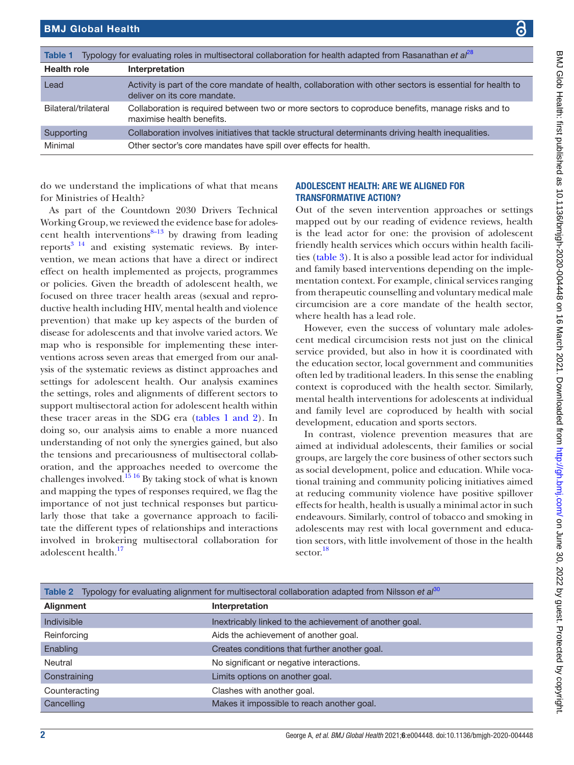Table 1 Typology for evaluating roles in multisectoral collaboration for health adapted from Rasanathan *et al*[28]

| Health role | Interpretation |
|---|---|
| Lead | Activity is part of the core mandate of health, collaboration with other sectors is essential for health to deliver on its core mandate. |
| Bilateral/trilateral | Collaboration is required between two or more sectors to coproduce benefits, manage risks and to maximise health benefits. |
| Supporting | Collaboration involves initiatives that tackle structural determinants driving health inequalities. |
| Minimal | Other sector's core mandates have spill over effects for health. |

do we understand the implications of what that means for Ministries of Health?

As part of the Countdown 2030 Drivers Technical Working Group, we reviewed the evidence base for adolescent health interventions[8–13] by drawing from leading reports[3 14] and existing systematic reviews. By intervention, we mean actions that have a direct or indirect effect on health implemented as projects, programmes or policies. Given the breadth of adolescent health, we focused on three tracer health areas (sexual and reproductive health including HIV, mental health and violence prevention) that make up key aspects of the burden of disease for adolescents and that involve varied actors. We map who is responsible for implementing these interventions across seven areas that emerged from our analysis of the systematic reviews as distinct approaches and settings for adolescent health. Our analysis examines the settings, roles and alignments of different sectors to support multisectoral action for adolescent health within these tracer areas in the SDG era (tables 1 and 2). In doing so, our analysis aims to enable a more nuanced understanding of not only the synergies gained, but also the tensions and precariousness of multisectoral collaboration, and the approaches needed to overcome the challenges involved.[15 16] By taking stock of what is known and mapping the types of responses required, we flag the importance of not just technical responses but particularly those that take a governance approach to facilitate the different types of relationships and interactions involved in brokering multisectoral collaboration for adolescent health.[17]

## ADOLESCENT HEALTH: ARE WE ALIGNED FOR TRANSFORMATIVE ACTION?

Out of the seven intervention approaches or settings mapped out by our reading of evidence reviews, health is the lead actor for one: the provision of adolescent friendly health services which occurs within health facilities (table 3). It is also a possible lead actor for individual and family based interventions depending on the implementation context. For example, clinical services ranging from therapeutic counselling and voluntary medical male circumcision are a core mandate of the health sector, where health has a lead role.

However, even the success of voluntary male adolescent medical circumcision rests not just on the clinical service provided, but also in how it is coordinated with the education sector, local government and communities often led by traditional leaders. In this sense the enabling context is coproduced with the health sector. Similarly, mental health interventions for adolescents at individual and family level are coproduced by health with social development, education and sports sectors.

In contrast, violence prevention measures that are aimed at individual adolescents, their families or social groups, are largely the core business of other sectors such as social development, police and education. While vocational training and community policing initiatives aimed at reducing community violence have positive spillover effects for health, health is usually a minimal actor in such endeavours. Similarly, control of tobacco and smoking in adolescents may rest with local government and education sectors, with little involvement of those in the health sector.[18]

Table 2 Typology for evaluating alignment for multisectoral collaboration adapted from Nilsson *et al*[30]

| Alignment | Interpretation |
|---|---|
| Indivisible | Inextricably linked to the achievement of another goal. |
| Reinforcing | Aids the achievement of another goal. |
| Enabling | Creates conditions that further another goal. |
| Neutral | No significant or negative interactions. |
| Constraining | Limits options on another goal. |
| Counteracting | Clashes with another goal. |
| Cancelling | Makes it impossible to reach another goal. |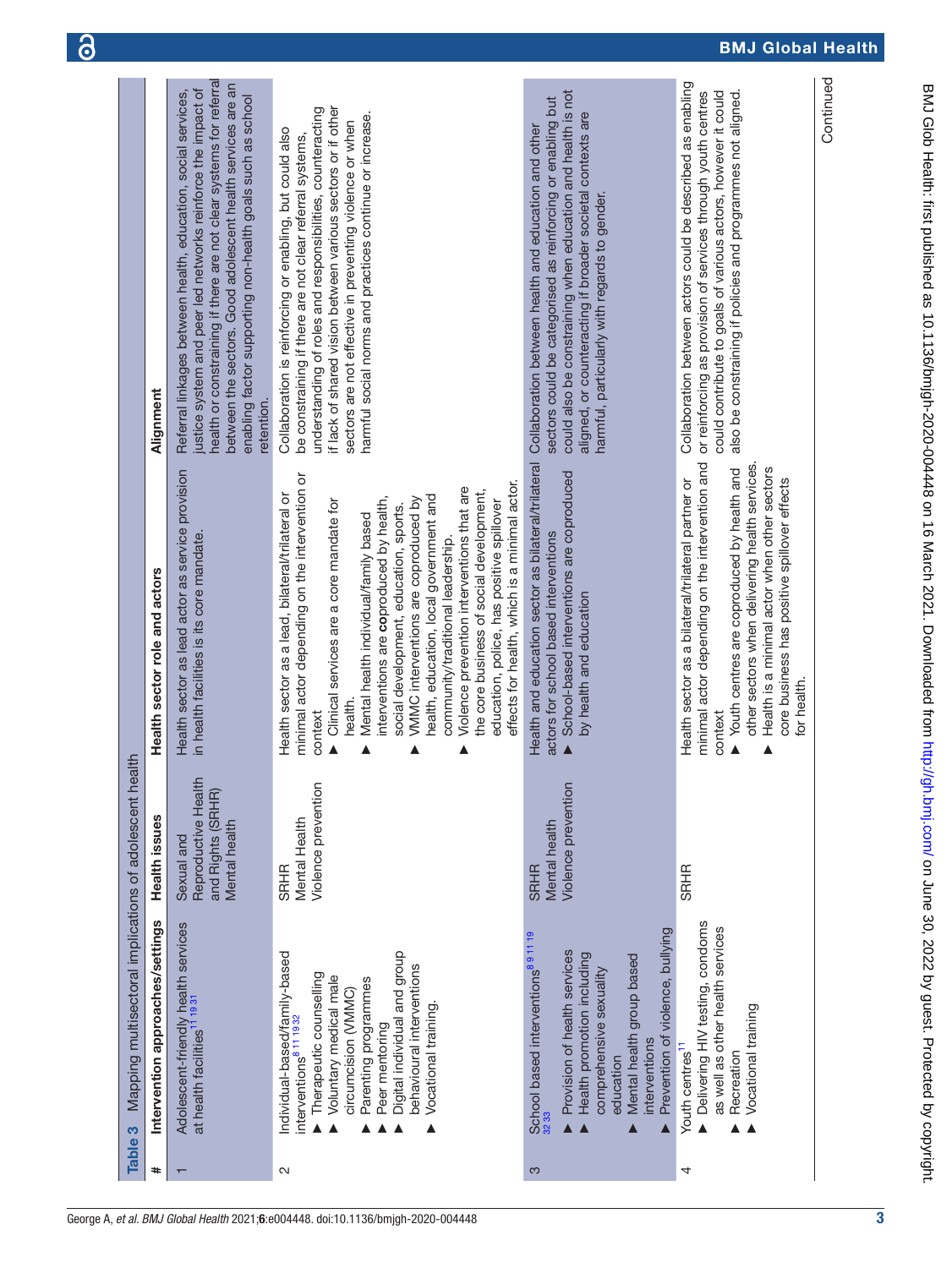Table 3 Mapping multisectoral implications of adolescent health

| # | Intervention approaches/settings | Health issues | Health sector role and actors | Alignment |
|---|---|---|---|---|
| 1 | Adolescent-friendly health services at health facilities[11 19 31] | Sexual and Reproductive Health and Rights (SRHR) Mental health | Health sector as lead actor as service provision in health facilities is its core mandate. | Referral linkages between health, education, social services, justice system and peer led networks reinforce the impact of health or constraining if there are not clear systems for referral between the sectors. Good adolescent health services are an enabling factor supporting non-health goals such as school retention. |
| 2 | Individual-based/family-based interventions[8 11 19 32] ▲ Therapeutic counselling ▲ Voluntary medical male circumcision (VMMC) ▲ Parenting programmes ▲ Peer mentoring ▲ Digital individual and group behavioural interventions ▲ Vocational training. | SRHR Mental Health Violence prevention | Health sector as a lead, bilateral/trilateral or minimal actor depending on the intervention or context ▲ Clinical services are a core mandate for health. ▲ Mental health individual/family based interventions are coproduced by health, social development, education, sports. ▲ VMMC interventions are coproduced by health, education, local government and community/traditional leadership. ▲ Violence prevention interventions that are the core business of social development, education, police, has positive spillover effects for health, which is a minimal actor. | Collaboration is reinforcing or enabling, but could also be constraining if there are not clear referral systems, understanding of roles and responsibilities, counteracting if lack of shared vision between various sectors or if other sectors are not effective in preventing violence or when harmful social norms and practices continue or increase. |
| 3 | School based interventions[8 9 11 19 32 33] ▲ Provision of health services ▲ Health promotion including comprehensive sexuality education ▲ Mental health group based interventions ▲ Prevention of violence, bullying | SRHR Mental health Violence prevention | Health and education sector as bilateral/trilateral actors for school based interventions ▲ School-based interventions are coproduced by health and education | Collaboration between health and education and other sectors could be categorised as reinforcing or enabling but could also be constraining when education and health is not aligned, or counteracting if broader societal contexts are harmful, particularly with regards to gender. |
| 4 | Youth centres[11] ▲ Delivering HIV testing, condoms as well as other health services ▲ Recreation ▲ Vocational training | SRHR | Health sector as a bilateral/trilateral partner or minimal actor depending on the intervention and context ▲ Youth centres are coproduced by health and other sectors when delivering health services. ▲ Health is a minimal actor when other sectors core business has positive spillover effects for health. | Collaboration between actors could be described as enabling or reinforcing as provision of services through youth centres could contribute to goals of various actors, however it could also be constraining if policies and programmes not aligned. |

Continued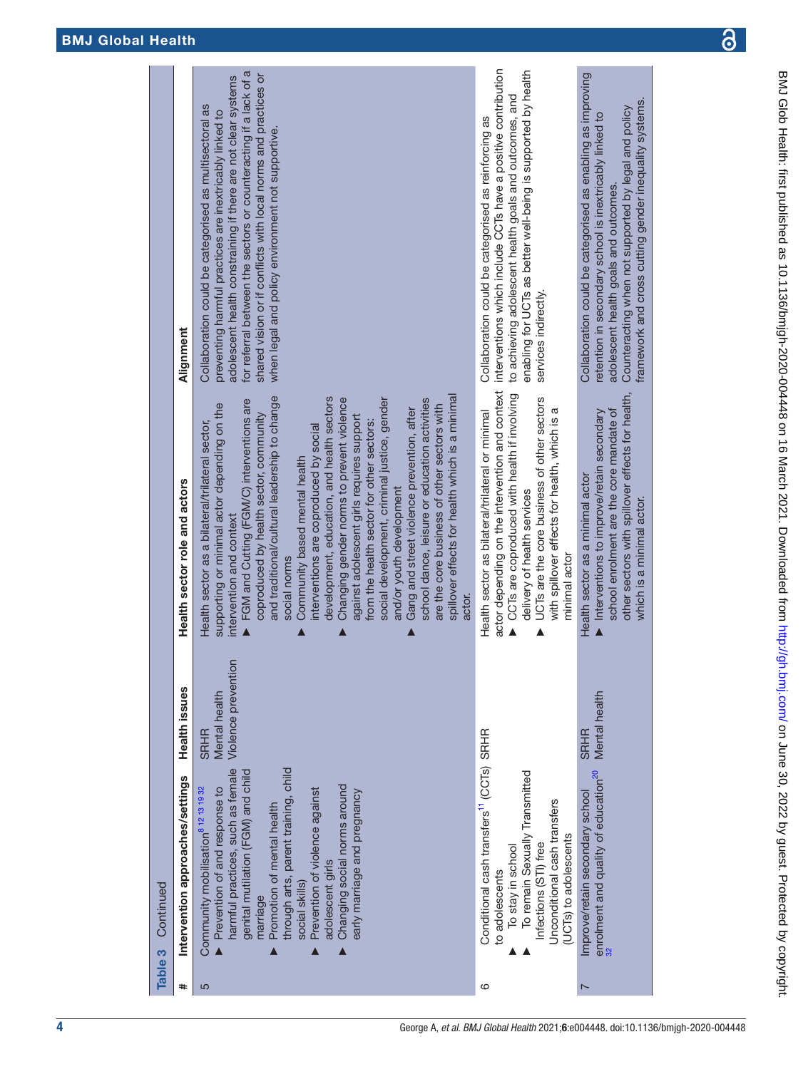Table 3 Continued

| # | Intervention approaches/settings | Health issues | Health sector role and actors | Alignment |
|---|---|---|---|---|
| 5 | Community mobilisation[8 12 13 19 32] ▶ Prevention of and response to harmful practices, such as female genital mutilation (FGM) and child marriage ▶ Promotion of mental health through arts, parent training, child social skills) ▶ Prevention of violence against adolescent girls ▶ Changing social norms around early marriage and pregnancy | SRHR Mental health Violence prevention | Health sector as a bilateral/trilateral sector, supporting or minimal actor depending on the intervention and context ▶ FGM and Cutting (FGM/C) interventions are coproduced by health sector, community and traditional/cultural leadership to change social norms ▶ Community based mental health interventions are coproduced by social development, education, and health sectors ▶ Changing gender norms to prevent violence against adolescent girls requires support from the health sector for other sectors: social development, criminal justice, gender and/or youth development ▶ Gang and street violence prevention, after school dance, leisure or education activities are the core business of other sectors with spillover effects for health which is a minimal actor. | Collaboration could be categorised as multisectoral as preventing harmful practices are inextricably linked to adolescent health constraining if there are not clear systems for referral between the sectors or counteracting if a lack of a shared vision or if conflicts with local norms and practices or when legal and policy environment not supportive. |
| 6 | Conditional cash transfers[11] (CCTs) to adolescents ▶ To stay in school ▶ To remain Sexually Transmitted Infections (STI) free Unconditional cash transfers (UCTs) to adolescents | SRHR | Health sector as bilateral/trilateral or minimal actor depending on the intervention and context ▶ CCTs are coproduced with health if involving delivery of health services ▶ UCTs are the core business of other sectors with spillover effects for health, which is a minimal actor | Collaboration could be categorised as reinforcing as interventions which include CCTs have a positive contribution to achieving adolescent health goals and outcomes, and enabling for UCTs as better well-being is supported by health services indirectly. |
| 7 | Improve/retain secondary school enrolment and quality of education[20 32] | SRHR Mental health | Health sector as a minimal actor ▶ Interventions to improve/retain secondary school enrolment are the core mandate of other sectors with spillover effects for health, which is a minimal actor. | Collaboration could be categorised as enabling as improving retention in secondary school is inextricably linked to adolescent health goals and outcomes. Counteracting when not supported by legal and policy framework and cross cutting gender inequality systems. |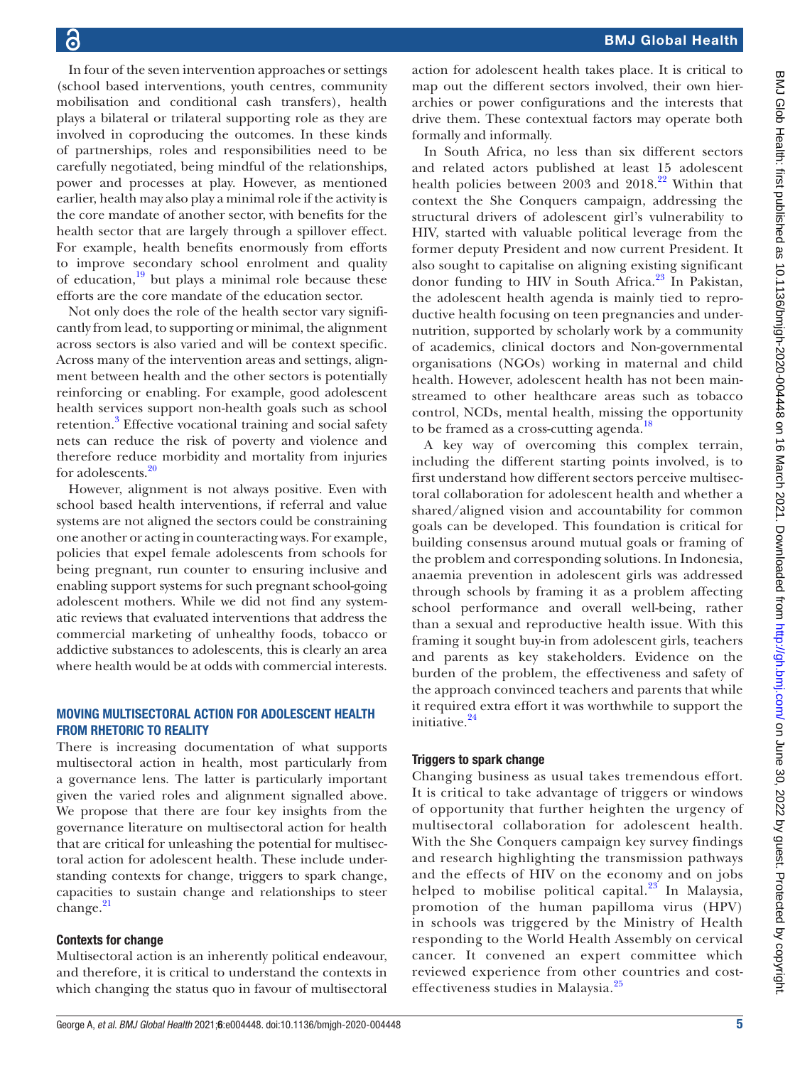In four of the seven intervention approaches or settings (school based interventions, youth centres, community mobilisation and conditional cash transfers), health plays a bilateral or trilateral supporting role as they are involved in coproducing the outcomes. In these kinds of partnerships, roles and responsibilities need to be carefully negotiated, being mindful of the relationships, power and processes at play. However, as mentioned earlier, health may also play a minimal role if the activity is the core mandate of another sector, with benefits for the health sector that are largely through a spillover effect. For example, health benefits enormously from efforts to improve secondary school enrolment and quality of education,[19] but plays a minimal role because these efforts are the core mandate of the education sector.

Not only does the role of the health sector vary significantly from lead, to supporting or minimal, the alignment across sectors is also varied and will be context specific. Across many of the intervention areas and settings, alignment between health and the other sectors is potentially reinforcing or enabling. For example, good adolescent health services support non-health goals such as school retention.[3] Effective vocational training and social safety nets can reduce the risk of poverty and violence and therefore reduce morbidity and mortality from injuries for adolescents.[20]

However, alignment is not always positive. Even with school based health interventions, if referral and value systems are not aligned the sectors could be constraining one another or acting in counteracting ways. For example, policies that expel female adolescents from schools for being pregnant, run counter to ensuring inclusive and enabling support systems for such pregnant school-going adolescent mothers. While we did not find any systematic reviews that evaluated interventions that address the commercial marketing of unhealthy foods, tobacco or addictive substances to adolescents, this is clearly an area where health would be at odds with commercial interests.

## MOVING MULTISECTORAL ACTION FOR ADOLESCENT HEALTH FROM RHETORIC TO REALITY

There is increasing documentation of what supports multisectoral action in health, most particularly from a governance lens. The latter is particularly important given the varied roles and alignment signalled above. We propose that there are four key insights from the governance literature on multisectoral action for health that are critical for unleashing the potential for multisectoral action for adolescent health. These include understanding contexts for change, triggers to spark change, capacities to sustain change and relationships to steer change.[21]

### Contexts for change

Multisectoral action is an inherently political endeavour, and therefore, it is critical to understand the contexts in which changing the status quo in favour of multisectoral action for adolescent health takes place. It is critical to map out the different sectors involved, their own hierarchies or power configurations and the interests that drive them. These contextual factors may operate both formally and informally.

In South Africa, no less than six different sectors and related actors published at least 15 adolescent health policies between 2003 and 2018.[22] Within that context the She Conquers campaign, addressing the structural drivers of adolescent girl's vulnerability to HIV, started with valuable political leverage from the former deputy President and now current President. It also sought to capitalise on aligning existing significant donor funding to HIV in South Africa.[23] In Pakistan, the adolescent health agenda is mainly tied to reproductive health focusing on teen pregnancies and undernutrition, supported by scholarly work by a community of academics, clinical doctors and Non-governmental organisations (NGOs) working in maternal and child health. However, adolescent health has not been mainstreamed to other healthcare areas such as tobacco control, NCDs, mental health, missing the opportunity to be framed as a cross-cutting agenda.[18]

A key way of overcoming this complex terrain, including the different starting points involved, is to first understand how different sectors perceive multisectoral collaboration for adolescent health and whether a shared/aligned vision and accountability for common goals can be developed. This foundation is critical for building consensus around mutual goals or framing of the problem and corresponding solutions. In Indonesia, anaemia prevention in adolescent girls was addressed through schools by framing it as a problem affecting school performance and overall well-being, rather than a sexual and reproductive health issue. With this framing it sought buy-in from adolescent girls, teachers and parents as key stakeholders. Evidence on the burden of the problem, the effectiveness and safety of the approach convinced teachers and parents that while it required extra effort it was worthwhile to support the initiative.[24]

### Triggers to spark change

Changing business as usual takes tremendous effort. It is critical to take advantage of triggers or windows of opportunity that further heighten the urgency of multisectoral collaboration for adolescent health. With the She Conquers campaign key survey findings and research highlighting the transmission pathways and the effects of HIV on the economy and on jobs helped to mobilise political capital.[23] In Malaysia, promotion of the human papilloma virus (HPV) in schools was triggered by the Ministry of Health responding to the World Health Assembly on cervical cancer. It convened an expert committee which reviewed experience from other countries and cost-effectiveness studies in Malaysia.[25]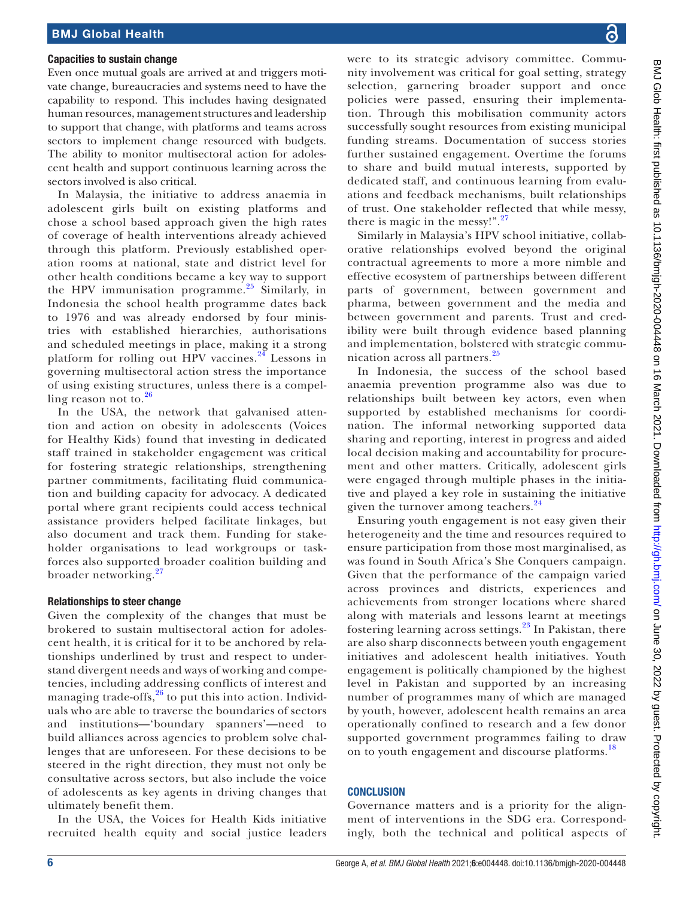### Capacities to sustain change

Even once mutual goals are arrived at and triggers motivate change, bureaucracies and systems need to have the capability to respond. This includes having designated human resources, management structures and leadership to support that change, with platforms and teams across sectors to implement change resourced with budgets. The ability to monitor multisectoral action for adolescent health and support continuous learning across the sectors involved is also critical.

In Malaysia, the initiative to address anaemia in adolescent girls built on existing platforms and chose a school based approach given the high rates of coverage of health interventions already achieved through this platform. Previously established operation rooms at national, state and district level for other health conditions became a key way to support the HPV immunisation programme.[25] Similarly, in Indonesia the school health programme dates back to 1976 and was already endorsed by four ministries with established hierarchies, authorisations and scheduled meetings in place, making it a strong platform for rolling out HPV vaccines.[24] Lessons in governing multisectoral action stress the importance of using existing structures, unless there is a compelling reason not to.[26]

In the USA, the network that galvanised attention and action on obesity in adolescents (Voices for Healthy Kids) found that investing in dedicated staff trained in stakeholder engagement was critical for fostering strategic relationships, strengthening partner commitments, facilitating fluid communication and building capacity for advocacy. A dedicated portal where grant recipients could access technical assistance providers helped facilitate linkages, but also document and track them. Funding for stakeholder organisations to lead workgroups or taskforces also supported broader coalition building and broader networking.[27]

### Relationships to steer change

Given the complexity of the changes that must be brokered to sustain multisectoral action for adolescent health, it is critical for it to be anchored by relationships underlined by trust and respect to understand divergent needs and ways of working and competencies, including addressing conflicts of interest and managing trade-offs,[26] to put this into action. Individuals who are able to traverse the boundaries of sectors and institutions—'boundary spanners'—need to build alliances across agencies to problem solve challenges that are unforeseen. For these decisions to be steered in the right direction, they must not only be consultative across sectors, but also include the voice of adolescents as key agents in driving changes that ultimately benefit them.

In the USA, the Voices for Health Kids initiative recruited health equity and social justice leaders were to its strategic advisory committee. Community involvement was critical for goal setting, strategy selection, garnering broader support and once policies were passed, ensuring their implementation. Through this mobilisation community actors successfully sought resources from existing municipal funding streams. Documentation of success stories further sustained engagement. Overtime the forums to share and build mutual interests, supported by dedicated staff, and continuous learning from evaluations and feedback mechanisms, built relationships of trust. One stakeholder reflected that while messy, there is magic in the messy!".[27]

Similarly in Malaysia's HPV school initiative, collaborative relationships evolved beyond the original contractual agreements to more a more nimble and effective ecosystem of partnerships between different parts of government, between government and pharma, between government and the media and between government and parents. Trust and credibility were built through evidence based planning and implementation, bolstered with strategic communication across all partners.[25]

In Indonesia, the success of the school based anaemia prevention programme also was due to relationships built between key actors, even when supported by established mechanisms for coordination. The informal networking supported data sharing and reporting, interest in progress and aided local decision making and accountability for procurement and other matters. Critically, adolescent girls were engaged through multiple phases in the initiative and played a key role in sustaining the initiative given the turnover among teachers.[24]

Ensuring youth engagement is not easy given their heterogeneity and the time and resources required to ensure participation from those most marginalised, as was found in South Africa's She Conquers campaign. Given that the performance of the campaign varied across provinces and districts, experiences and achievements from stronger locations where shared along with materials and lessons learnt at meetings fostering learning across settings.[23] In Pakistan, there are also sharp disconnects between youth engagement initiatives and adolescent health initiatives. Youth engagement is politically championed by the highest level in Pakistan and supported by an increasing number of programmes many of which are managed by youth, however, adolescent health remains an area operationally confined to research and a few donor supported government programmes failing to draw on to youth engagement and discourse platforms.[18]

## CONCLUSION

Governance matters and is a priority for the alignment of interventions in the SDG era. Correspondingly, both the technical and political aspects of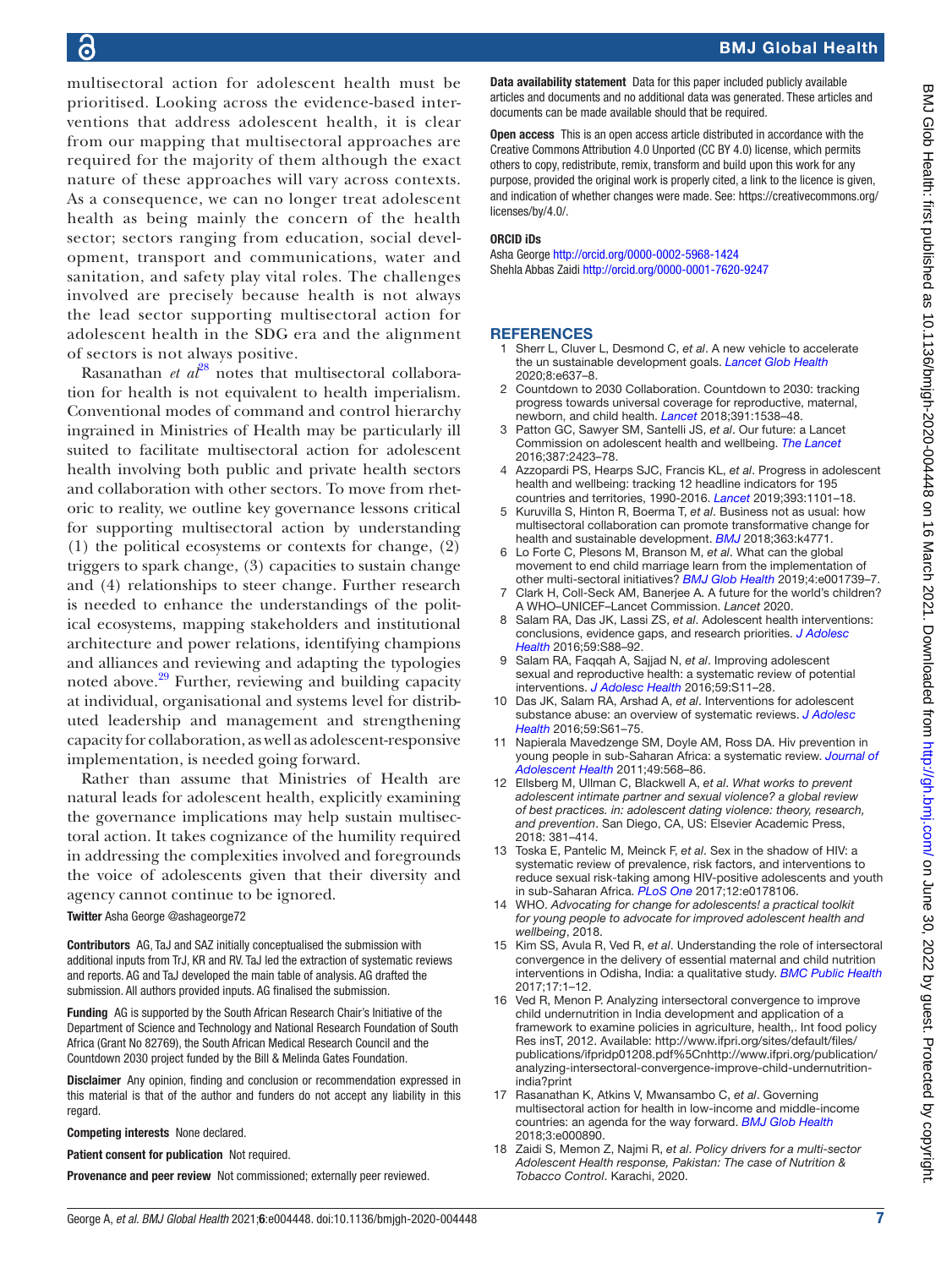multisectoral action for adolescent health must be prioritised. Looking across the evidence-based interventions that address adolescent health, it is clear from our mapping that multisectoral approaches are required for the majority of them although the exact nature of these approaches will vary across contexts. As a consequence, we can no longer treat adolescent health as being mainly the concern of the health sector; sectors ranging from education, social development, transport and communications, water and sanitation, and safety play vital roles. The challenges involved are precisely because health is not always the lead sector supporting multisectoral action for adolescent health in the SDG era and the alignment of sectors is not always positive.

Rasanathan *et al*[28] notes that multisectoral collaboration for health is not equivalent to health imperialism. Conventional modes of command and control hierarchy ingrained in Ministries of Health may be particularly ill suited to facilitate multisectoral action for adolescent health involving both public and private health sectors and collaboration with other sectors. To move from rhetoric to reality, we outline key governance lessons critical for supporting multisectoral action by understanding (1) the political ecosystems or contexts for change, (2) triggers to spark change, (3) capacities to sustain change and (4) relationships to steer change. Further research is needed to enhance the understandings of the political ecosystems, mapping stakeholders and institutional architecture and power relations, identifying champions and alliances and reviewing and adapting the typologies noted above.[29] Further, reviewing and building capacity at individual, organisational and systems level for distributed leadership and management and strengthening capacity for collaboration, as well as adolescent-responsive implementation, is needed going forward.

Rather than assume that Ministries of Health are natural leads for adolescent health, explicitly examining the governance implications may help sustain multisectoral action. It takes cognizance of the humility required in addressing the complexities involved and foregrounds the voice of adolescents given that their diversity and agency cannot continue to be ignored.

**Twitter** Asha George @ashageorge72

**Contributors** AG, TaJ and SAZ initially conceptualised the submission with additional inputs from TrJ, KR and RV. TaJ led the extraction of systematic reviews and reports. AG and TaJ developed the main table of analysis. AG drafted the submission. All authors provided inputs. AG finalised the submission.

**Funding** AG is supported by the South African Research Chair's Initiative of the Department of Science and Technology and National Research Foundation of South Africa (Grant No 82769), the South African Medical Research Council and the Countdown 2030 project funded by the Bill & Melinda Gates Foundation.

**Disclaimer** Any opinion, finding and conclusion or recommendation expressed in this material is that of the author and funders do not accept any liability in this regard.

**Competing interests** None declared.

**Patient consent for publication** Not required.

**Provenance and peer review** Not commissioned; externally peer reviewed.

**Data availability statement** Data for this paper included publicly available articles and documents and no additional data was generated. These articles and documents can be made available should that be required.

**Open access** This is an open access article distributed in accordance with the Creative Commons Attribution 4.0 Unported (CC BY 4.0) license, which permits others to copy, redistribute, remix, transform and build upon this work for any purpose, provided the original work is properly cited, a link to the licence is given, and indication of whether changes were made. See: https://creativecommons.org/licenses/by/4.0/.

**ORCID iDs**

Asha George http://orcid.org/0000-0002-5968-1424
Shehla Abbas Zaidi http://orcid.org/0000-0001-7620-9247

## REFERENCES

1. Sherr L, Cluver L, Desmond C, *et al*. A new vehicle to accelerate the un sustainable development goals. *Lancet Glob Health* 2020;8:e637–8.
2. Countdown to 2030 Collaboration. Countdown to 2030: tracking progress towards universal coverage for reproductive, maternal, newborn, and child health. *Lancet* 2018;391:1538–48.
3. Patton GC, Sawyer SM, Santelli JS, *et al*. Our future: a Lancet Commission on adolescent health and wellbeing. *The Lancet* 2016;387:2423–78.
4. Azzopardi PS, Hearps SJC, Francis KL, *et al*. Progress in adolescent health and wellbeing: tracking 12 headline indicators for 195 countries and territories, 1990-2016. *Lancet* 2019;393:1101–18.
5. Kuruvilla S, Hinton R, Boerma T, *et al*. Business not as usual: how multisectoral collaboration can promote transformative change for health and sustainable development. *BMJ* 2018;363:k4771.
6. Lo Forte C, Plesons M, Branson M, *et al*. What can the global movement to end child marriage learn from the implementation of other multi-sectoral initiatives? *BMJ Glob Health* 2019;4:e001739–7.
7. Clark H, Coll-Seck AM, Banerjee A. A future for the world's children? A WHO–UNICEF–Lancet Commission. *Lancet* 2020.
8. Salam RA, Das JK, Lassi ZS, *et al*. Adolescent health interventions: conclusions, evidence gaps, and research priorities. *J Adolesc Health* 2016;59:S88–92.
9. Salam RA, Faqqah A, Sajjad N, *et al*. Improving adolescent sexual and reproductive health: a systematic review of potential interventions. *J Adolesc Health* 2016;59:S11–28.
10. Das JK, Salam RA, Arshad A, *et al*. Interventions for adolescent substance abuse: an overview of systematic reviews. *J Adolesc Health* 2016;59:S61–75.
11. Napierala Mavedzenge SM, Doyle AM, Ross DA. Hiv prevention in young people in sub-Saharan Africa: a systematic review. *Journal of Adolescent Health* 2011;49:568–86.
12. Ellsberg M, Ullman C, Blackwell A, *et al*. *What works to prevent adolescent intimate partner and sexual violence? a global review of best practices. in: adolescent dating violence: theory, research, and prevention*. San Diego, CA, US: Elsevier Academic Press, 2018: 381–414.
13. Toska E, Pantelic M, Meinck F, *et al*. Sex in the shadow of HIV: a systematic review of prevalence, risk factors, and interventions to reduce sexual risk-taking among HIV-positive adolescents and youth in sub-Saharan Africa. *PLoS One* 2017;12:e0178106.
14. WHO. *Advocating for change for adolescents! a practical toolkit for young people to advocate for improved adolescent health and wellbeing*, 2018.
15. Kim SS, Avula R, Ved R, *et al*. Understanding the role of intersectoral convergence in the delivery of essential maternal and child nutrition interventions in Odisha, India: a qualitative study. *BMC Public Health* 2017;17:1–12.
16. Ved R, Menon P. Analyzing intersectoral convergence to improve child undernutrition in India development and application of a framework to examine policies in agriculture, health,. Int food policy Res insT, 2012. Available: http://www.ifpri.org/sites/default/files/publications/ifpridp01208.pdf%5Cnhttp://www.ifpri.org/publication/analyzing-intersectoral-convergence-improve-child-undernutrition-india?print
17. Rasanathan K, Atkins V, Mwansambo C, *et al*. Governing multisectoral action for health in low-income and middle-income countries: an agenda for the way forward. *BMJ Glob Health* 2018;3:e000890.
18. Zaidi S, Memon Z, Najmi R, *et al*. *Policy drivers for a multi-sector Adolescent Health response, Pakistan: The case of Nutrition & Tobacco Control*. Karachi, 2020.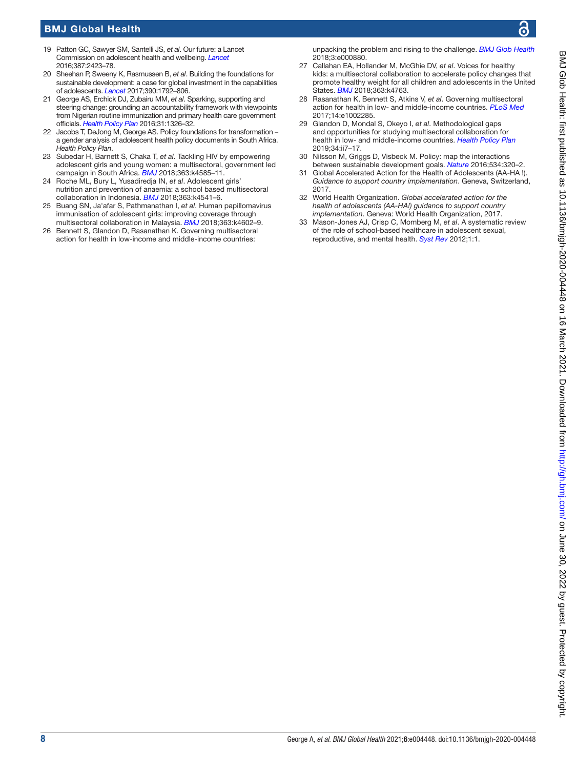19 Patton GC, Sawyer SM, Santelli JS, *et al*. Our future: a Lancet Commission on adolescent health and wellbeing. *Lancet* 2016;387:2423–78.
20 Sheehan P, Sweeny K, Rasmussen B, *et al*. Building the foundations for sustainable development: a case for global investment in the capabilities of adolescents. *Lancet* 2017;390:1792–806.
21 George AS, Erchick DJ, Zubairu MM, *et al*. Sparking, supporting and steering change: grounding an accountability framework with viewpoints from Nigerian routine immunization and primary health care government officials. *Health Policy Plan* 2016;31:1326–32.
22 Jacobs T, DeJong M, George AS. Policy foundations for transformation – a gender analysis of adolescent health policy documents in South Africa. *Health Policy Plan*.
23 Subedar H, Barnett S, Chaka T, *et al*. Tackling HIV by empowering adolescent girls and young women: a multisectoral, government led campaign in South Africa. *BMJ* 2018;363:k4585–11.
24 Roche ML, Bury L, Yusadiredja IN, *et al*. Adolescent girls' nutrition and prevention of anaemia: a school based multisectoral collaboration in Indonesia. *BMJ* 2018;363:k4541–6.
25 Buang SN, Ja'afar S, Pathmanathan I, *et al*. Human papillomavirus immunisation of adolescent girls: improving coverage through multisectoral collaboration in Malaysia. *BMJ* 2018;363:k4602–9.
26 Bennett S, Glandon D, Rasanathan K. Governing multisectoral action for health in low-income and middle-income countries: unpacking the problem and rising to the challenge. *BMJ Glob Health* 2018;3:e000880.
27 Callahan EA, Hollander M, McGhie DV, *et al*. Voices for healthy kids: a multisectoral collaboration to accelerate policy changes that promote healthy weight for all children and adolescents in the United States. *BMJ* 2018;363:k4763.
28 Rasanathan K, Bennett S, Atkins V, *et al*. Governing multisectoral action for health in low- and middle-income countries. *PLoS Med* 2017;14:e1002285.
29 Glandon D, Mondal S, Okeyo I, *et al*. Methodological gaps and opportunities for studying multisectoral collaboration for health in low- and middle-income countries. *Health Policy Plan* 2019;34:ii7–17.
30 Nilsson M, Griggs D, Visbeck M. Policy: map the interactions between sustainable development goals. *Nature* 2016;534:320–2.
31 Global Accelerated Action for the Health of Adolescents (AA-HA !). *Guidance to support country implementation*. Geneva, Switzerland, 2017.
32 World Health Organization. *Global accelerated action for the health of adolescents (AA-HA!) guidance to support country implementation*. Geneva: World Health Organization, 2017.
33 Mason-Jones AJ, Crisp C, Momberg M, *et al*. A systematic review of the role of school-based healthcare in adolescent sexual, reproductive, and mental health. *Syst Rev* 2012;1:1.